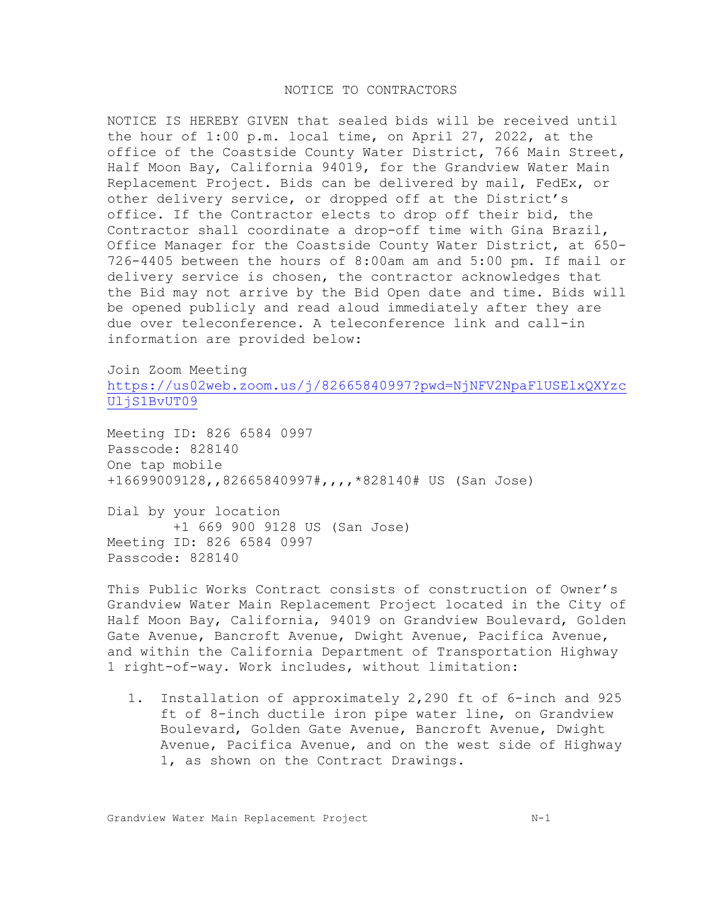# NOTICE TO CONTRACTORS

NOTICE IS HEREBY GIVEN that sealed bids will be received until the hour of 1:00 p.m. local time, on April 27, 2022, at the office of the Coastside County Water District, 766 Main Street, Half Moon Bay, California 94019, for the Grandview Water Main Replacement Project. Bids can be delivered by mail, FedEx, or other delivery service, or dropped off at the District's office. If the Contractor elects to drop off their bid, the Contractor shall coordinate a drop-off time with Gina Brazil, Office Manager for the Coastside County Water District, at 650-726-4405 between the hours of 8:00am am and 5:00 pm. If mail or delivery service is chosen, the contractor acknowledges that the Bid may not arrive by the Bid Open date and time. Bids will be opened publicly and read aloud immediately after they are due over teleconference. A teleconference link and call-in information are provided below:

Join Zoom Meeting
https://us02web.zoom.us/j/82665840997?pwd=NjNFV2NpaFlUSElxQXYzcUljS1BvUT09

Meeting ID: 826 6584 0997
Passcode: 828140
One tap mobile
+16699009128,,82665840997#,,,,*828140# US (San Jose)

Dial by your location
+1 669 900 9128 US (San Jose)
Meeting ID: 826 6584 0997
Passcode: 828140

This Public Works Contract consists of construction of Owner's Grandview Water Main Replacement Project located in the City of Half Moon Bay, California, 94019 on Grandview Boulevard, Golden Gate Avenue, Bancroft Avenue, Dwight Avenue, Pacifica Avenue, and within the California Department of Transportation Highway 1 right-of-way. Work includes, without limitation:

1. Installation of approximately 2,290 ft of 6-inch and 925 ft of 8-inch ductile iron pipe water line, on Grandview Boulevard, Golden Gate Avenue, Bancroft Avenue, Dwight Avenue, Pacifica Avenue, and on the west side of Highway 1, as shown on the Contract Drawings.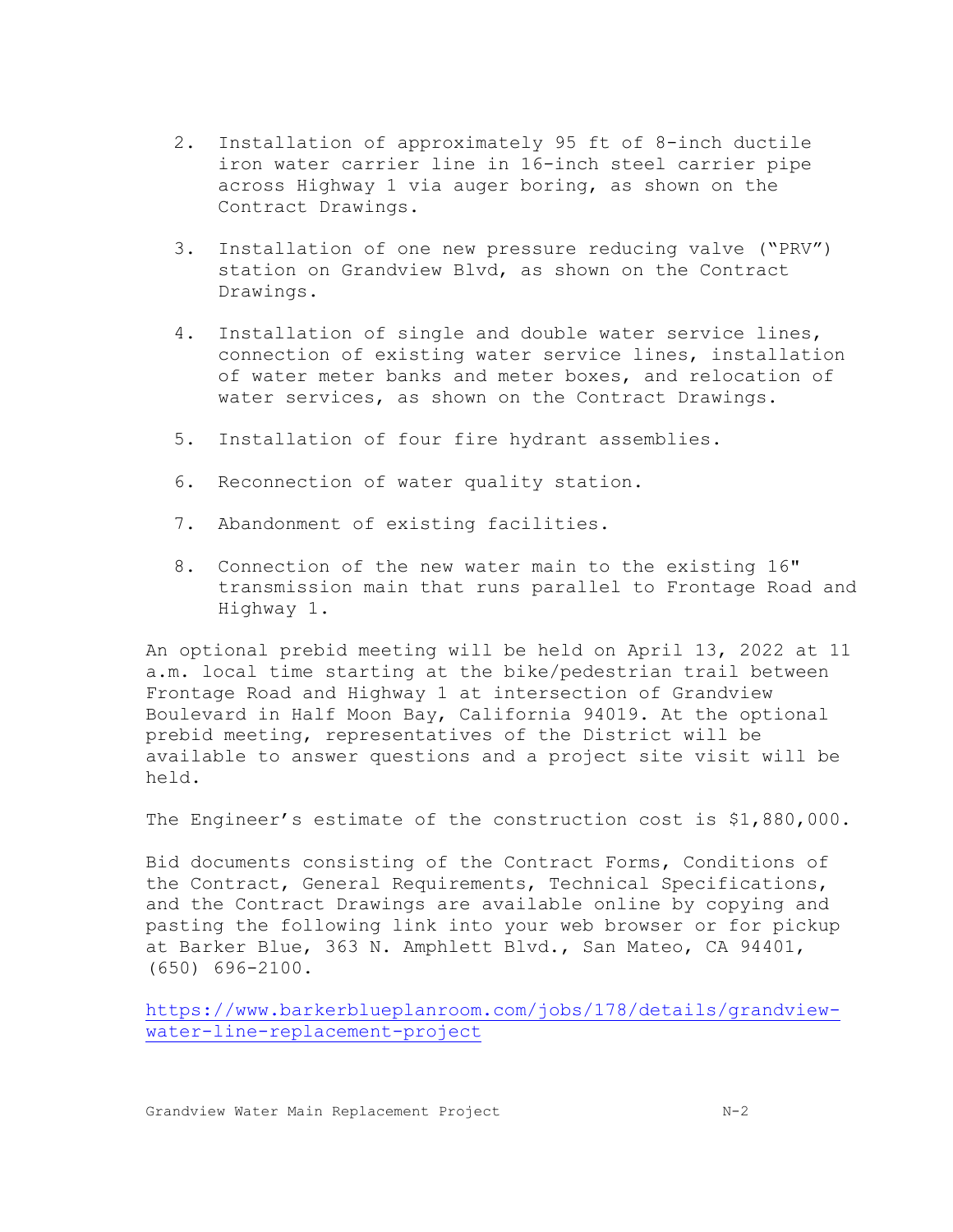2. Installation of approximately 95 ft of 8-inch ductile iron water carrier line in 16-inch steel carrier pipe across Highway 1 via auger boring, as shown on the Contract Drawings.

3. Installation of one new pressure reducing valve ("PRV") station on Grandview Blvd, as shown on the Contract Drawings.

4. Installation of single and double water service lines, connection of existing water service lines, installation of water meter banks and meter boxes, and relocation of water services, as shown on the Contract Drawings.

5. Installation of four fire hydrant assemblies.

6. Reconnection of water quality station.

7. Abandonment of existing facilities.

8. Connection of the new water main to the existing 16" transmission main that runs parallel to Frontage Road and Highway 1.

An optional prebid meeting will be held on April 13, 2022 at 11 a.m. local time starting at the bike/pedestrian trail between Frontage Road and Highway 1 at intersection of Grandview Boulevard in Half Moon Bay, California 94019. At the optional prebid meeting, representatives of the District will be available to answer questions and a project site visit will be held.

The Engineer's estimate of the construction cost is $1,880,000.

Bid documents consisting of the Contract Forms, Conditions of the Contract, General Requirements, Technical Specifications, and the Contract Drawings are available online by copying and pasting the following link into your web browser or for pickup at Barker Blue, 363 N. Amphlett Blvd., San Mateo, CA 94401, (650) 696-2100.

https://www.barkerblueplanroom.com/jobs/178/details/grandview-water-line-replacement-project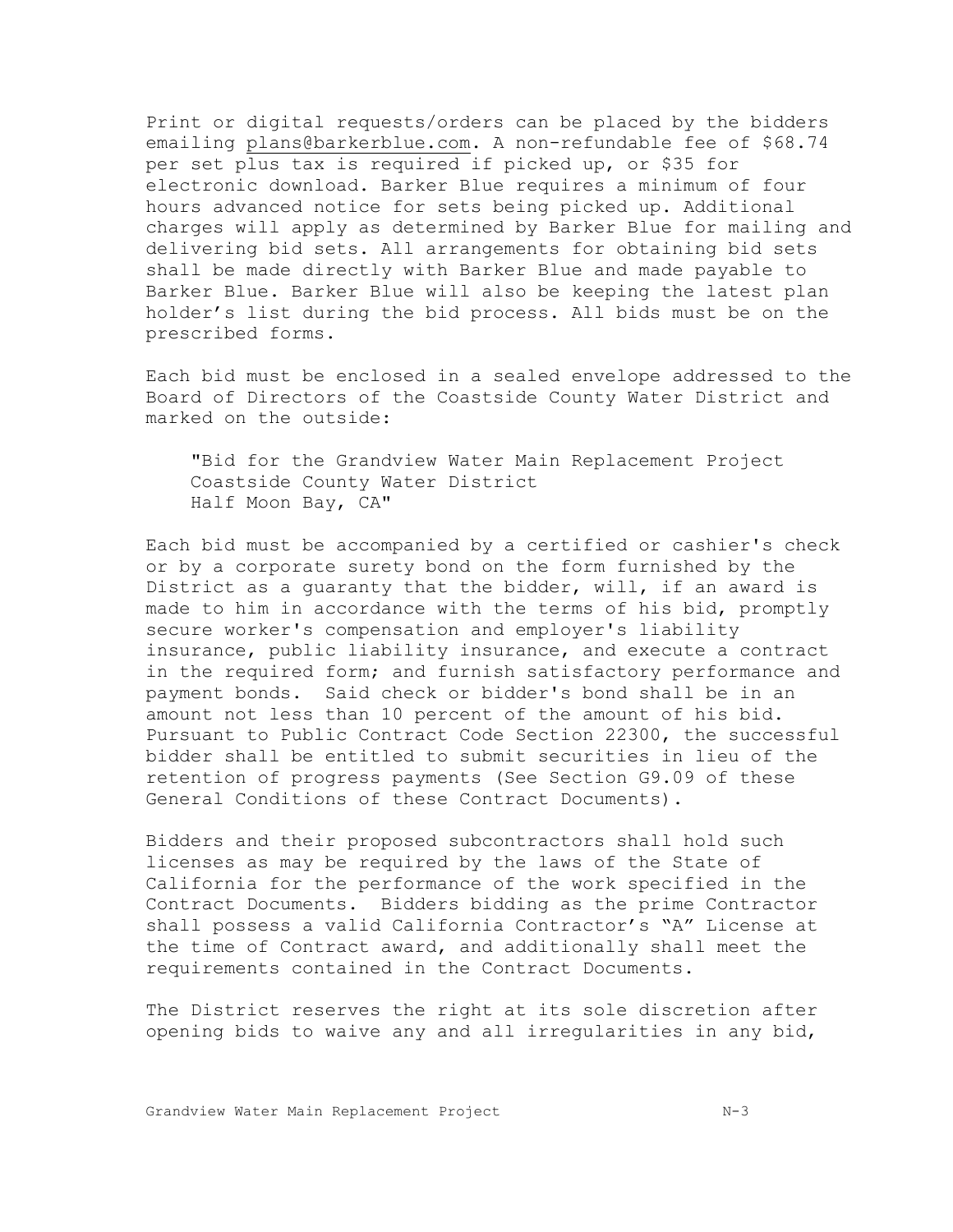Print or digital requests/orders can be placed by the bidders emailing plans@barkerblue.com. A non-refundable fee of $68.74 per set plus tax is required if picked up, or $35 for electronic download. Barker Blue requires a minimum of four hours advanced notice for sets being picked up. Additional charges will apply as determined by Barker Blue for mailing and delivering bid sets. All arrangements for obtaining bid sets shall be made directly with Barker Blue and made payable to Barker Blue. Barker Blue will also be keeping the latest plan holder's list during the bid process. All bids must be on the prescribed forms.

Each bid must be enclosed in a sealed envelope addressed to the Board of Directors of the Coastside County Water District and marked on the outside:

> "Bid for the Grandview Water Main Replacement Project
> Coastside County Water District
> Half Moon Bay, CA"

Each bid must be accompanied by a certified or cashier's check or by a corporate surety bond on the form furnished by the District as a guaranty that the bidder, will, if an award is made to him in accordance with the terms of his bid, promptly secure worker's compensation and employer's liability insurance, public liability insurance, and execute a contract in the required form; and furnish satisfactory performance and payment bonds. Said check or bidder's bond shall be in an amount not less than 10 percent of the amount of his bid. Pursuant to Public Contract Code Section 22300, the successful bidder shall be entitled to submit securities in lieu of the retention of progress payments (See Section G9.09 of these General Conditions of these Contract Documents).

Bidders and their proposed subcontractors shall hold such licenses as may be required by the laws of the State of California for the performance of the work specified in the Contract Documents. Bidders bidding as the prime Contractor shall possess a valid California Contractor's "A" License at the time of Contract award, and additionally shall meet the requirements contained in the Contract Documents.

The District reserves the right at its sole discretion after opening bids to waive any and all irregularities in any bid,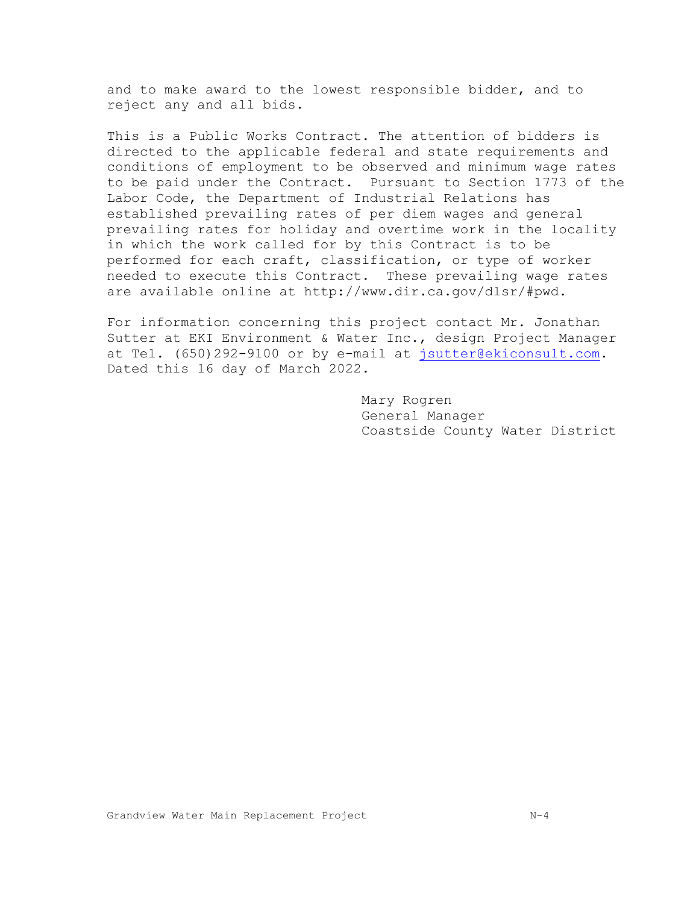and to make award to the lowest responsible bidder, and to reject any and all bids.

This is a Public Works Contract. The attention of bidders is directed to the applicable federal and state requirements and conditions of employment to be observed and minimum wage rates to be paid under the Contract. Pursuant to Section 1773 of the Labor Code, the Department of Industrial Relations has established prevailing rates of per diem wages and general prevailing rates for holiday and overtime work in the locality in which the work called for by this Contract is to be performed for each craft, classification, or type of worker needed to execute this Contract. These prevailing wage rates are available online at http://www.dir.ca.gov/dlsr/#pwd.

For information concerning this project contact Mr. Jonathan Sutter at EKI Environment & Water Inc., design Project Manager at Tel. (650)292-9100 or by e-mail at jsutter@ekiconsult.com. Dated this 16 day of March 2022.

Mary Rogren
General Manager
Coastside County Water District